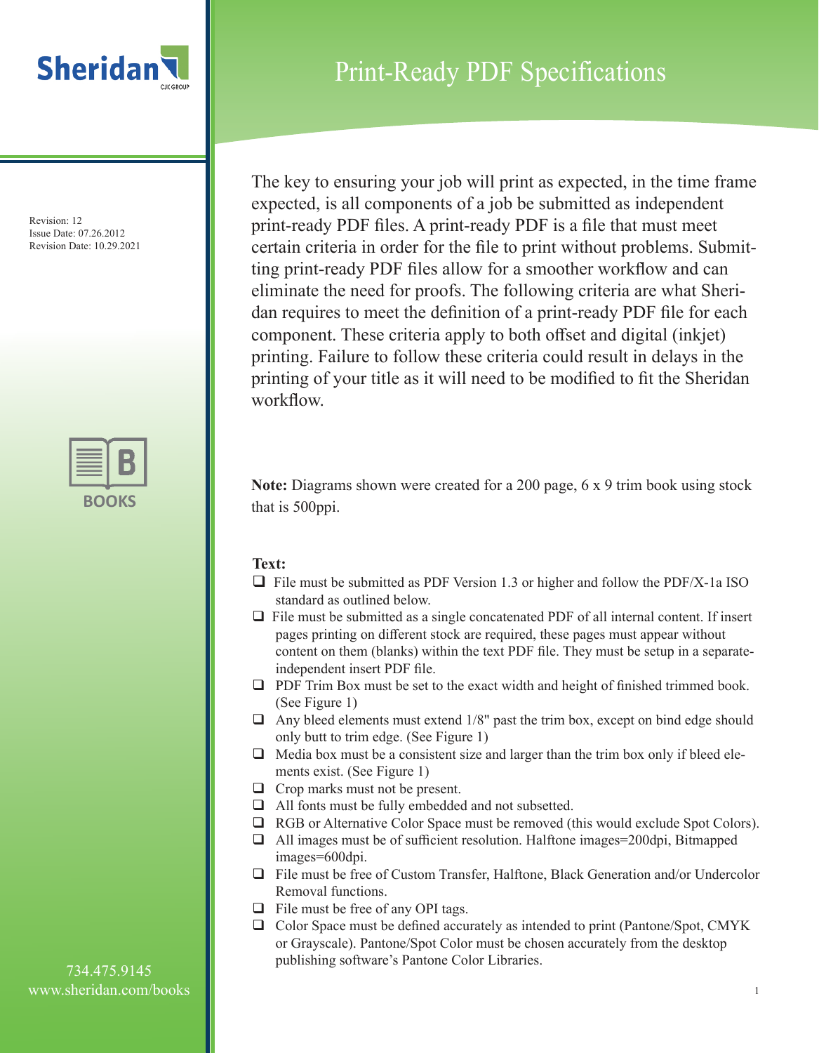Sheridan

CJK GROUP

# Print-Ready PDF Specifications

Revision: 12
Issue Date: 07.26.2012
Revision Date: 10.29.2021

BOOKS

734.475.9145
www.sheridan.com/books

The key to ensuring your job will print as expected, in the time frame expected, is all components of a job be submitted as independent print-ready PDF files. A print-ready PDF is a file that must meet certain criteria in order for the file to print without problems. Submitting print-ready PDF files allow for a smoother workflow and can eliminate the need for proofs. The following criteria are what Sheridan requires to meet the definition of a print-ready PDF file for each component. These criteria apply to both offset and digital (inkjet) printing. Failure to follow these criteria could result in delays in the printing of your title as it will need to be modified to fit the Sheridan workflow.

**Note:** Diagrams shown were created for a 200 page, 6 x 9 trim book using stock that is 500ppi.

**Text:**

- ❑ File must be submitted as PDF Version 1.3 or higher and follow the PDF/X-1a ISO standard as outlined below.
- ❑ File must be submitted as a single concatenated PDF of all internal content. If insert pages printing on different stock are required, these pages must appear without content on them (blanks) within the text PDF file. They must be setup in a separate-independent insert PDF file.
- ❑ PDF Trim Box must be set to the exact width and height of finished trimmed book. (See Figure 1)
- ❑ Any bleed elements must extend 1/8" past the trim box, except on bind edge should only butt to trim edge. (See Figure 1)
- ❑ Media box must be a consistent size and larger than the trim box only if bleed elements exist. (See Figure 1)
- ❑ Crop marks must not be present.
- ❑ All fonts must be fully embedded and not subsetted.
- ❑ RGB or Alternative Color Space must be removed (this would exclude Spot Colors).
- ❑ All images must be of sufficient resolution. Halftone images=200dpi, Bitmapped images=600dpi.
- ❑ File must be free of Custom Transfer, Halftone, Black Generation and/or Undercolor Removal functions.
- ❑ File must be free of any OPI tags.
- ❑ Color Space must be defined accurately as intended to print (Pantone/Spot, CMYK or Grayscale). Pantone/Spot Color must be chosen accurately from the desktop publishing software's Pantone Color Libraries.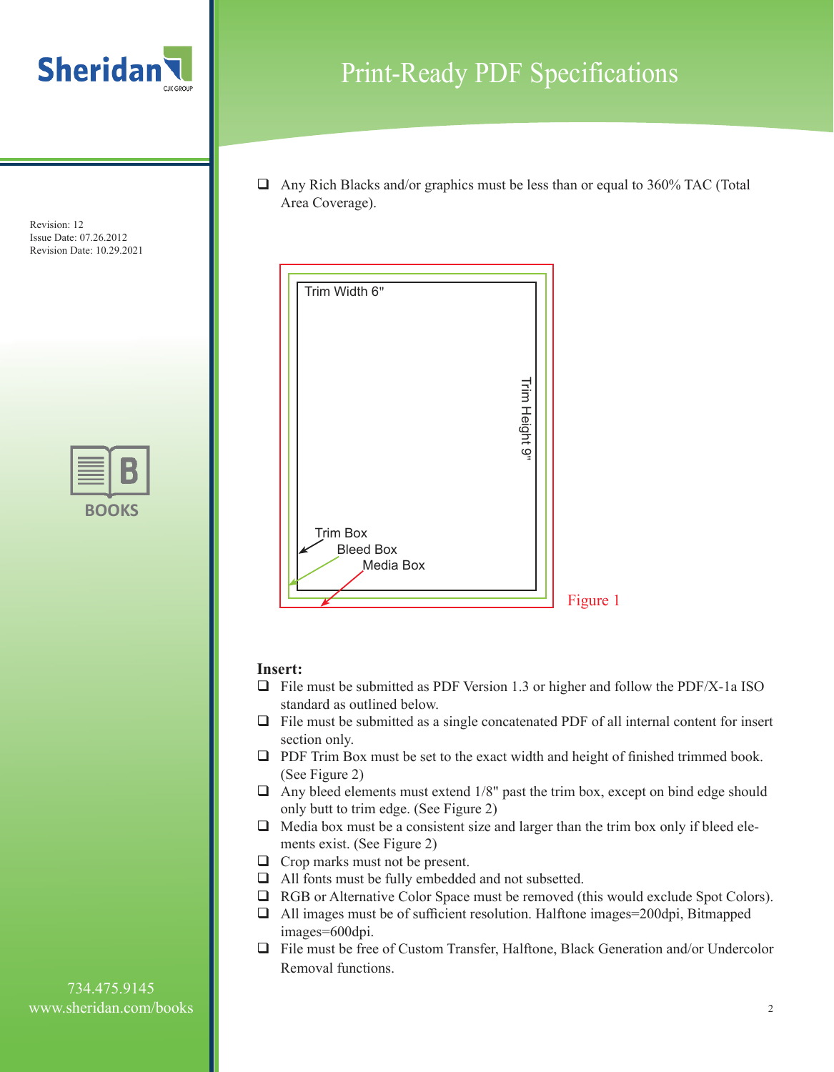- ❑ Any Rich Blacks and/or graphics must be less than or equal to 360% TAC (Total Area Coverage).

Trim Width 6"

Trim Height 9"

Trim Box

Bleed Box

Media Box

Figure 1

**Insert:**

- ❑ File must be submitted as PDF Version 1.3 or higher and follow the PDF/X-1a ISO standard as outlined below.
- ❑ File must be submitted as a single concatenated PDF of all internal content for insert section only.
- ❑ PDF Trim Box must be set to the exact width and height of finished trimmed book. (See Figure 2)
- ❑ Any bleed elements must extend 1/8" past the trim box, except on bind edge should only butt to trim edge. (See Figure 2)
- ❑ Media box must be a consistent size and larger than the trim box only if bleed elements exist. (See Figure 2)
- ❑ Crop marks must not be present.
- ❑ All fonts must be fully embedded and not subsetted.
- ❑ RGB or Alternative Color Space must be removed (this would exclude Spot Colors).
- ❑ All images must be of sufficient resolution. Halftone images=200dpi, Bitmapped images=600dpi.
- ❑ File must be free of Custom Transfer, Halftone, Black Generation and/or Undercolor Removal functions.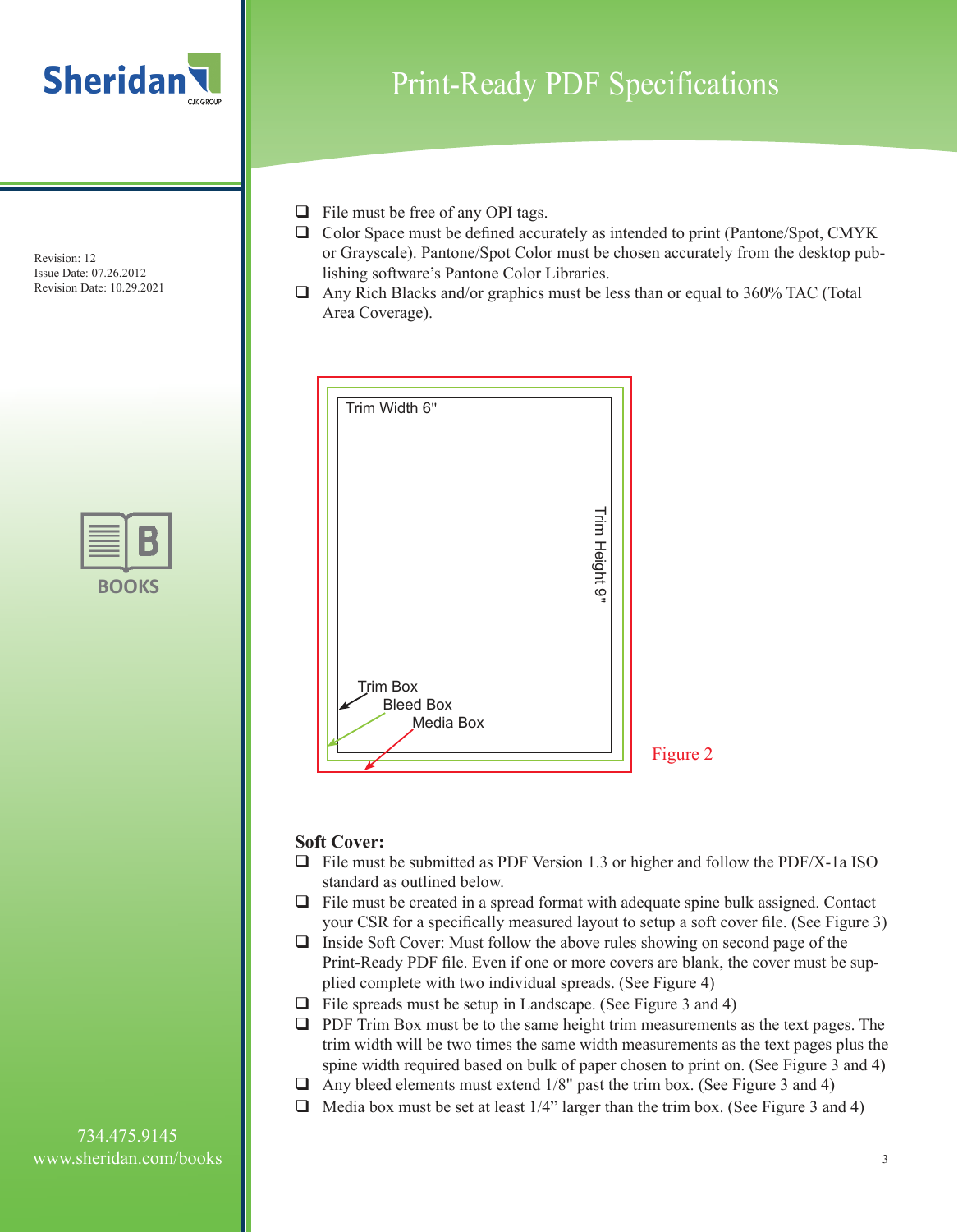# Print-Ready PDF Specifications

Revision: 12
Issue Date: 07.26.2012
Revision Date: 10.29.2021

- File must be free of any OPI tags.
- Color Space must be defined accurately as intended to print (Pantone/Spot, CMYK or Grayscale). Pantone/Spot Color must be chosen accurately from the desktop publishing software's Pantone Color Libraries.
- Any Rich Blacks and/or graphics must be less than or equal to 360% TAC (Total Area Coverage).

Trim Width 6"

Trim Height 9"

Trim Box

Bleed Box

Media Box

Figure 2

**Soft Cover:**

- File must be submitted as PDF Version 1.3 or higher and follow the PDF/X-1a ISO standard as outlined below.
- File must be created in a spread format with adequate spine bulk assigned. Contact your CSR for a specifically measured layout to setup a soft cover file. (See Figure 3)
- Inside Soft Cover: Must follow the above rules showing on second page of the Print-Ready PDF file. Even if one or more covers are blank, the cover must be supplied complete with two individual spreads. (See Figure 4)
- File spreads must be setup in Landscape. (See Figure 3 and 4)
- PDF Trim Box must be to the same height trim measurements as the text pages. The trim width will be two times the same width measurements as the text pages plus the spine width required based on bulk of paper chosen to print on. (See Figure 3 and 4)
- Any bleed elements must extend 1/8" past the trim box. (See Figure 3 and 4)
- Media box must be set at least 1/4" larger than the trim box. (See Figure 3 and 4)

734.475.9145
www.sheridan.com/books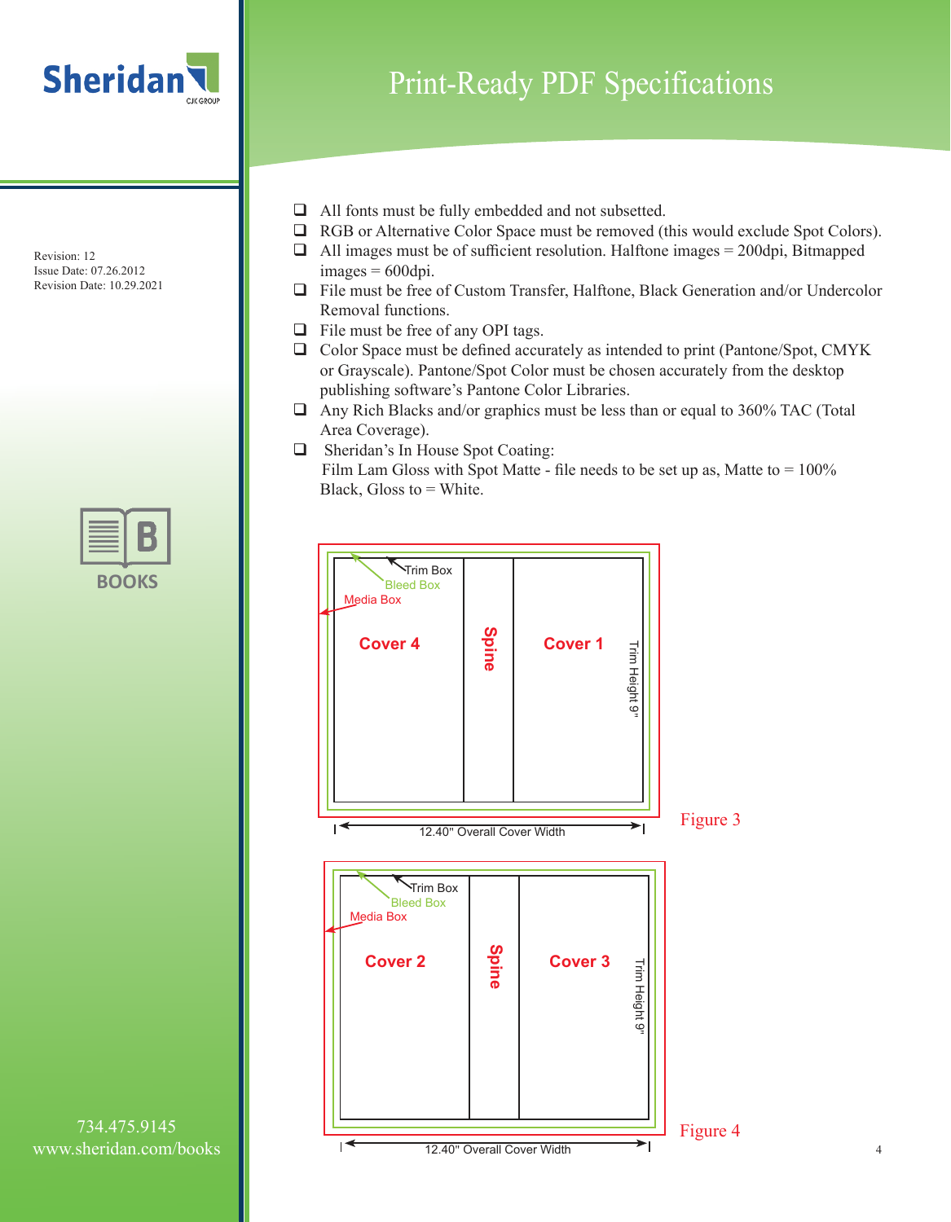# Print-Ready PDF Specifications

Revision: 12
Issue Date: 07.26.2012
Revision Date: 10.29.2021

- All fonts must be fully embedded and not subsetted.
- RGB or Alternative Color Space must be removed (this would exclude Spot Colors).
- All images must be of sufficient resolution. Halftone images = 200dpi, Bitmapped images = 600dpi.
- File must be free of Custom Transfer, Halftone, Black Generation and/or Undercolor Removal functions.
- File must be free of any OPI tags.
- Color Space must be defined accurately as intended to print (Pantone/Spot, CMYK or Grayscale). Pantone/Spot Color must be chosen accurately from the desktop publishing software's Pantone Color Libraries.
- Any Rich Blacks and/or graphics must be less than or equal to 360% TAC (Total Area Coverage).
- Sheridan's In House Spot Coating:
  Film Lam Gloss with Spot Matte - file needs to be set up as, Matte to = 100% Black, Gloss to = White.

Trim Box
Bleed Box
Media Box
Cover 4 | Spine | Cover 1
Trim Height 9"
12.40" Overall Cover Width

Figure 3

Trim Box
Bleed Box
Media Box
Cover 2 | Spine | Cover 3
Trim Height 9"
12.40" Overall Cover Width

Figure 4

734.475.9145
www.sheridan.com/books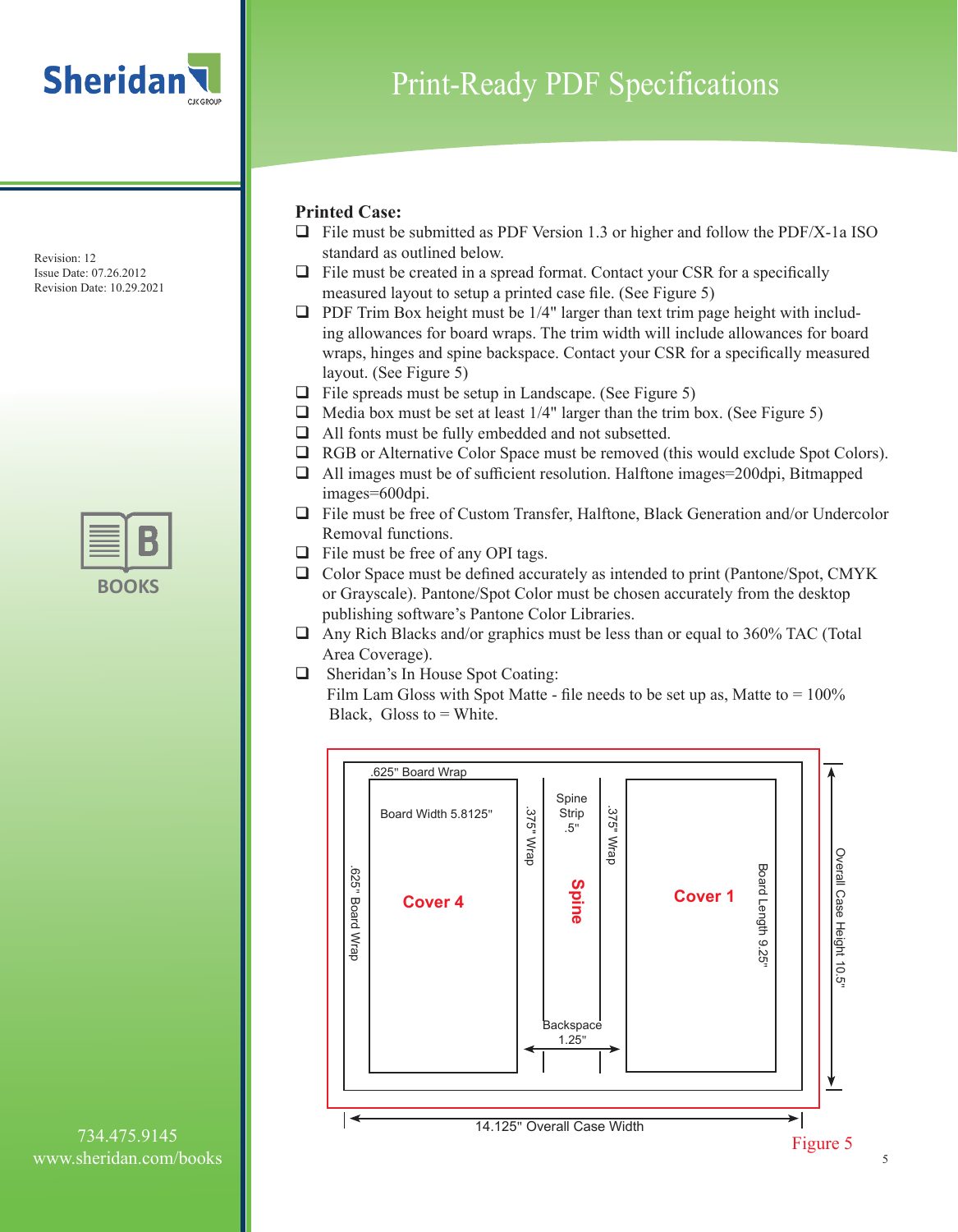# Print-Ready PDF Specifications

Revision: 12
Issue Date: 07.26.2012
Revision Date: 10.29.2021

## Printed Case:

- ❑ File must be submitted as PDF Version 1.3 or higher and follow the PDF/X-1a ISO standard as outlined below.
- ❑ File must be created in a spread format. Contact your CSR for a specifically measured layout to setup a printed case file. (See Figure 5)
- ❑ PDF Trim Box height must be 1/4" larger than text trim page height with including allowances for board wraps. The trim width will include allowances for board wraps, hinges and spine backspace. Contact your CSR for a specifically measured layout. (See Figure 5)
- ❑ File spreads must be setup in Landscape. (See Figure 5)
- ❑ Media box must be set at least 1/4" larger than the trim box. (See Figure 5)
- ❑ All fonts must be fully embedded and not subsetted.
- ❑ RGB or Alternative Color Space must be removed (this would exclude Spot Colors).
- ❑ All images must be of sufficient resolution. Halftone images=200dpi, Bitmapped images=600dpi.
- ❑ File must be free of Custom Transfer, Halftone, Black Generation and/or Undercolor Removal functions.
- ❑ File must be free of any OPI tags.
- ❑ Color Space must be defined accurately as intended to print (Pantone/Spot, CMYK or Grayscale). Pantone/Spot Color must be chosen accurately from the desktop publishing software's Pantone Color Libraries.
- ❑ Any Rich Blacks and/or graphics must be less than or equal to 360% TAC (Total Area Coverage).
- ❑ Sheridan's In House Spot Coating:
  Film Lam Gloss with Spot Matte - file needs to be set up as, Matte to = 100% Black, Gloss to = White.

.625" Board Wrap
Board Width 5.8125"
.625" Board Wrap
Cover 4
.375" Wrap
Spine Strip .5"
Spine
.375" Wrap
Backspace 1.25"
Cover 1
Board Length 9.25"
Overall Case Height 10.5"
14.125" Overall Case Width

Figure 5

734.475.9145
www.sheridan.com/books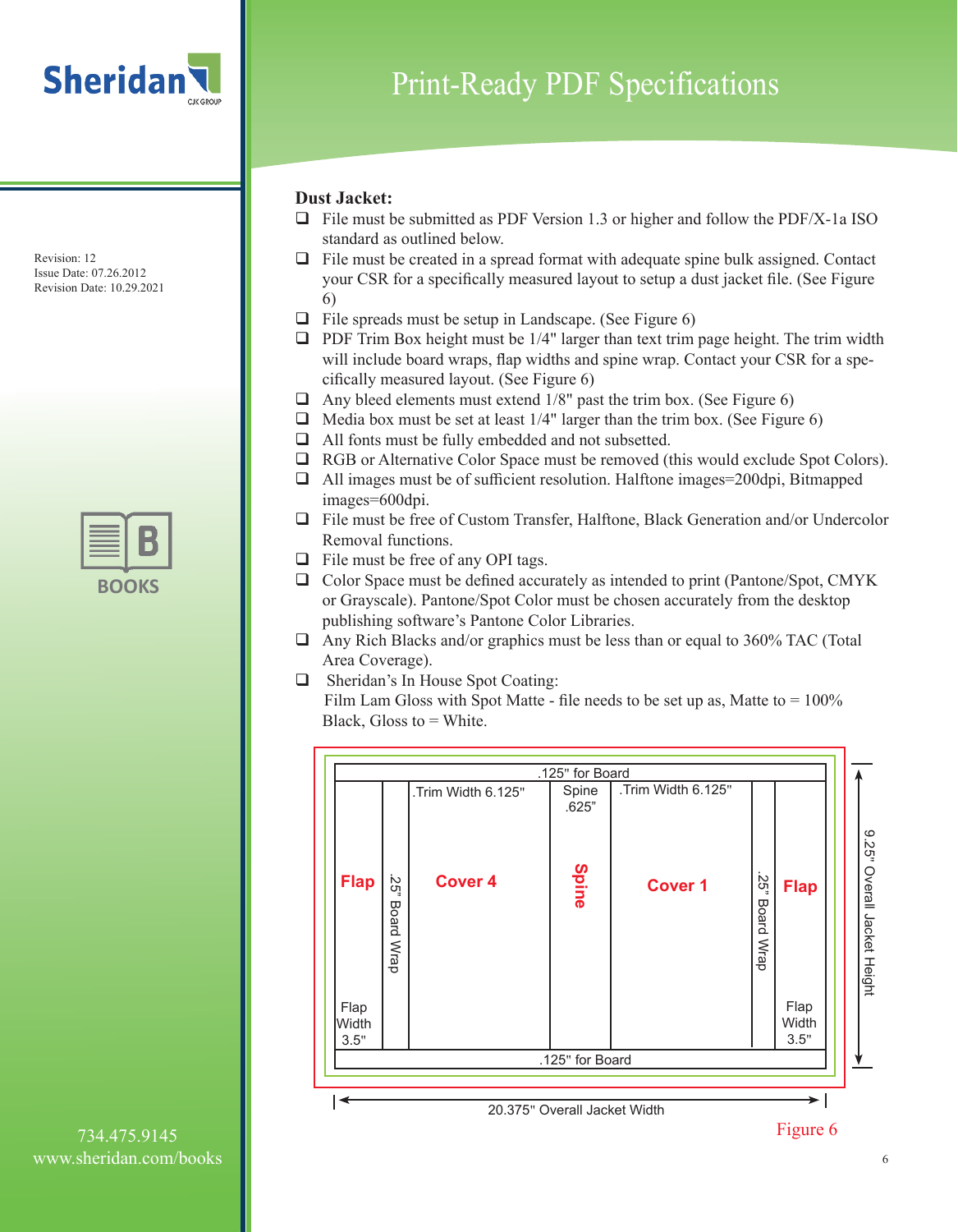# Print-Ready PDF Specifications

Revision: 12
Issue Date: 07.26.2012
Revision Date: 10.29.2021

**Dust Jacket:**

- File must be submitted as PDF Version 1.3 or higher and follow the PDF/X-1a ISO standard as outlined below.
- File must be created in a spread format with adequate spine bulk assigned. Contact your CSR for a specifically measured layout to setup a dust jacket file. (See Figure 6)
- File spreads must be setup in Landscape. (See Figure 6)
- PDF Trim Box height must be 1/4" larger than text trim page height. The trim width will include board wraps, flap widths and spine wrap. Contact your CSR for a specifically measured layout. (See Figure 6)
- Any bleed elements must extend 1/8" past the trim box. (See Figure 6)
- Media box must be set at least 1/4" larger than the trim box. (See Figure 6)
- All fonts must be fully embedded and not subsetted.
- RGB or Alternative Color Space must be removed (this would exclude Spot Colors).
- All images must be of sufficient resolution. Halftone images=200dpi, Bitmapped images=600dpi.
- File must be free of Custom Transfer, Halftone, Black Generation and/or Undercolor Removal functions.
- File must be free of any OPI tags.
- Color Space must be defined accurately as intended to print (Pantone/Spot, CMYK or Grayscale). Pantone/Spot Color must be chosen accurately from the desktop publishing software's Pantone Color Libraries.
- Any Rich Blacks and/or graphics must be less than or equal to 360% TAC (Total Area Coverage).
- Sheridan's In House Spot Coating:
  Film Lam Gloss with Spot Matte - file needs to be set up as, Matte to = 100% Black, Gloss to = White.

.125" for Board

| Flap | .25" Board Wrap | Cover 4 | Spine | Cover 1 | .25" Board Wrap | Flap |
|---|---|---|---|---|---|---|
| Flap Width 3.5" | | .Trim Width 6.125" | Spine .625" | .Trim Width 6.125" | | Flap Width 3.5" |

.125" for Board

9.25" Overall Jacket Height

20.375" Overall Jacket Width

Figure 6

734.475.9145
www.sheridan.com/books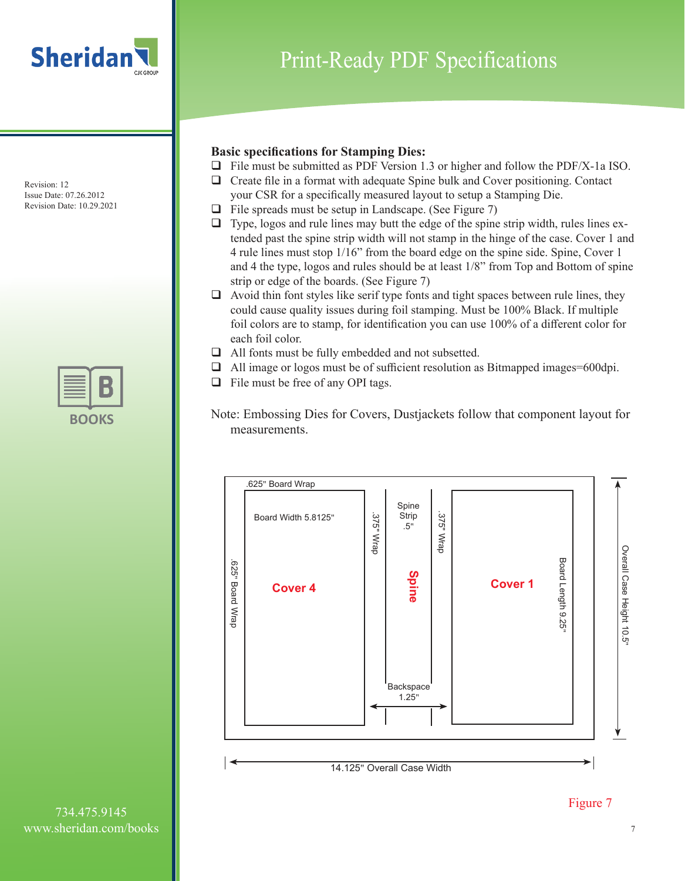# Print-Ready PDF Specifications

Revision: 12
Issue Date: 07.26.2012
Revision Date: 10.29.2021

**Basic specifications for Stamping Dies:**

- File must be submitted as PDF Version 1.3 or higher and follow the PDF/X-1a ISO.
- Create file in a format with adequate Spine bulk and Cover positioning. Contact your CSR for a specifically measured layout to setup a Stamping Die.
- File spreads must be setup in Landscape. (See Figure 7)
- Type, logos and rule lines may butt the edge of the spine strip width, rules lines extended past the spine strip width will not stamp in the hinge of the case. Cover 1 and 4 rule lines must stop 1/16" from the board edge on the spine side. Spine, Cover 1 and 4 the type, logos and rules should be at least 1/8" from Top and Bottom of spine strip or edge of the boards. (See Figure 7)
- Avoid thin font styles like serif type fonts and tight spaces between rule lines, they could cause quality issues during foil stamping. Must be 100% Black. If multiple foil colors are to stamp, for identification you can use 100% of a different color for each foil color.
- All fonts must be fully embedded and not subsetted.
- All image or logos must be of sufficient resolution as Bitmapped images=600dpi.
- File must be free of any OPI tags.

Note: Embossing Dies for Covers, Dustjackets follow that component layout for measurements.

.625" Board Wrap

Board Width 5.8125"

.625" Board Wrap

Cover 4

.375" Wrap

Spine Strip .5"

Spine

.375" Wrap

Backspace 1.25"

Cover 1

Board Length 9.25"

Overall Case Height 10.5"

14.125" Overall Case Width

Figure 7

734.475.9145
www.sheridan.com/books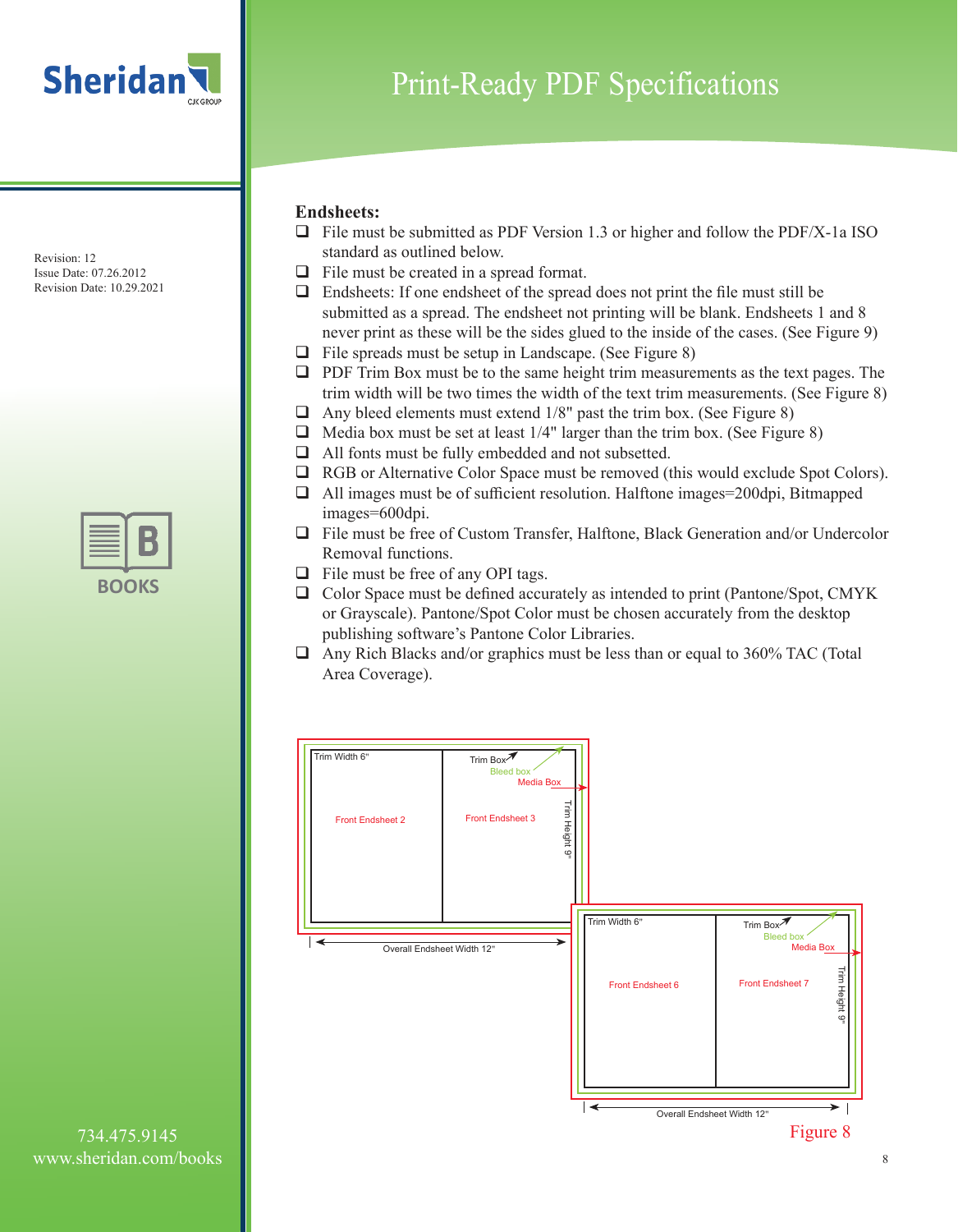# Print-Ready PDF Specifications

Revision: 12
Issue Date: 07.26.2012
Revision Date: 10.29.2021

## Endsheets:

- ❑ File must be submitted as PDF Version 1.3 or higher and follow the PDF/X-1a ISO standard as outlined below.
- ❑ File must be created in a spread format.
- ❑ Endsheets: If one endsheet of the spread does not print the file must still be submitted as a spread. The endsheet not printing will be blank. Endsheets 1 and 8 never print as these will be the sides glued to the inside of the cases. (See Figure 9)
- ❑ File spreads must be setup in Landscape. (See Figure 8)
- ❑ PDF Trim Box must be to the same height trim measurements as the text pages. The trim width will be two times the width of the text trim measurements. (See Figure 8)
- ❑ Any bleed elements must extend 1/8" past the trim box. (See Figure 8)
- ❑ Media box must be set at least 1/4" larger than the trim box. (See Figure 8)
- ❑ All fonts must be fully embedded and not subsetted.
- ❑ RGB or Alternative Color Space must be removed (this would exclude Spot Colors).
- ❑ All images must be of sufficient resolution. Halftone images=200dpi, Bitmapped images=600dpi.
- ❑ File must be free of Custom Transfer, Halftone, Black Generation and/or Undercolor Removal functions.
- ❑ File must be free of any OPI tags.
- ❑ Color Space must be defined accurately as intended to print (Pantone/Spot, CMYK or Grayscale). Pantone/Spot Color must be chosen accurately from the desktop publishing software's Pantone Color Libraries.
- ❑ Any Rich Blacks and/or graphics must be less than or equal to 360% TAC (Total Area Coverage).

Trim Width 6" | Trim Box | Bleed box | Media Box | Front Endsheet 2 | Front Endsheet 3 | Trim Height 9" | Overall Endsheet Width 12"

Trim Width 6" | Trim Box | Bleed box | Media Box | Front Endsheet 6 | Front Endsheet 7 | Trim Height 9" | Overall Endsheet Width 12"

Figure 8

734.475.9145
www.sheridan.com/books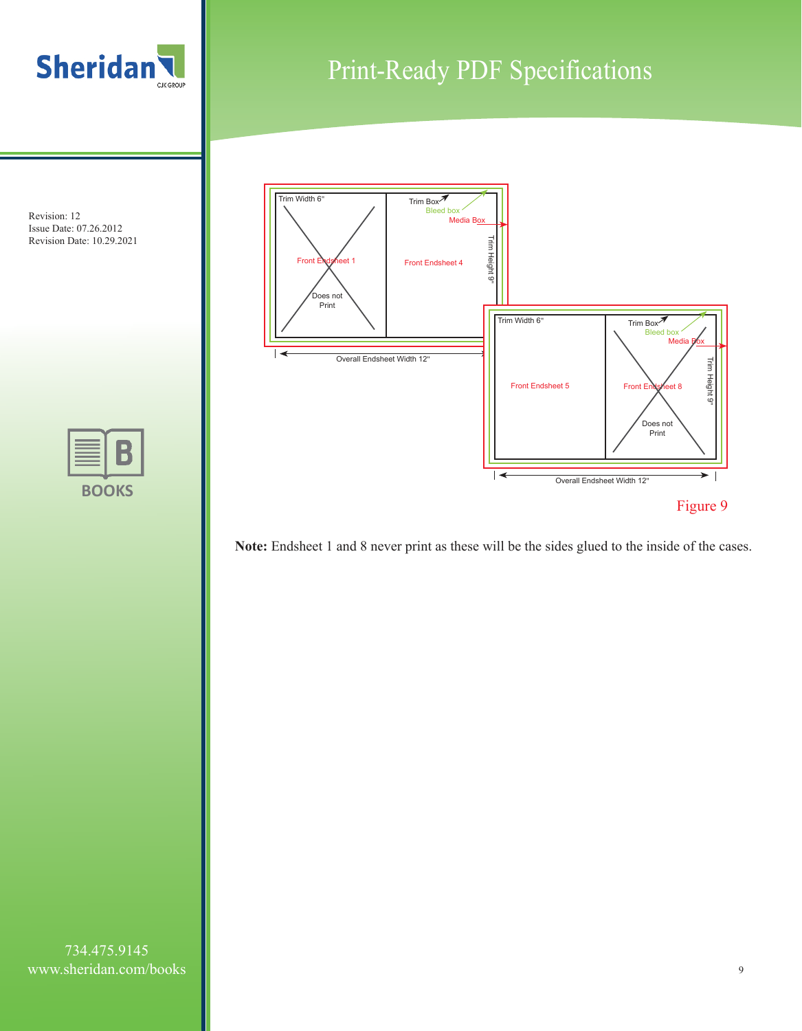# Print-Ready PDF Specifications

Revision: 12
Issue Date: 07.26.2012
Revision Date: 10.29.2021

Trim Width 6"
Trim Box
Bleed box
Media Box
Front Endsheet 1
Front Endsheet 4
Trim Height 9"
Does not Print
Overall Endsheet Width 12"

Trim Width 6"
Trim Box
Bleed box
Media Box
Front Endsheet 5
Front Endsheet 8
Trim Height 9"
Does not Print
Overall Endsheet Width 12"

Figure 9

**Note:** Endsheet 1 and 8 never print as these will be the sides glued to the inside of the cases.

734.475.9145
www.sheridan.com/books